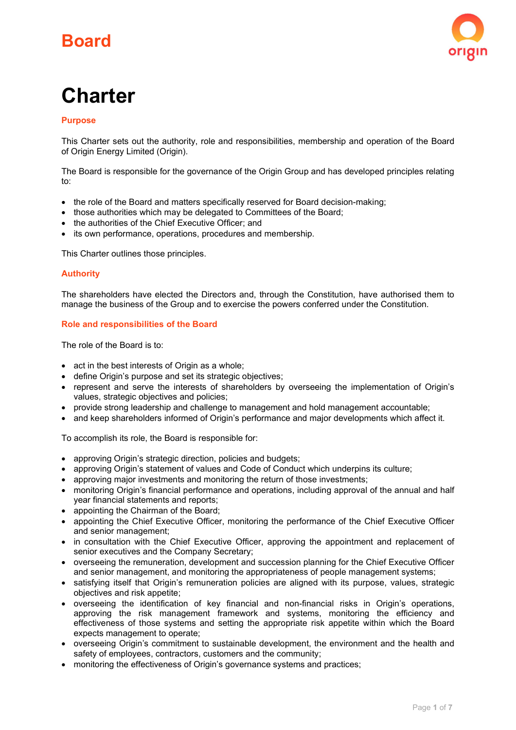# Board

# Charter

## Purpose

This Charter sets out the authority, role and responsibilities, membership and operation of the Board of Origin Energy Limited (Origin).

The Board is responsible for the governance of the Origin Group and has developed principles relating to:

- the role of the Board and matters specifically reserved for Board decision-making;
- those authorities which may be delegated to Committees of the Board;
- the authorities of the Chief Executive Officer; and
- its own performance, operations, procedures and membership.

This Charter outlines those principles.

## Authority

The shareholders have elected the Directors and, through the Constitution, have authorised them to manage the business of the Group and to exercise the powers conferred under the Constitution.

## Role and responsibilities of the Board

The role of the Board is to:

- act in the best interests of Origin as a whole;
- define Origin's purpose and set its strategic objectives;
- represent and serve the interests of shareholders by overseeing the implementation of Origin's values, strategic objectives and policies;
- provide strong leadership and challenge to management and hold management accountable;
- and keep shareholders informed of Origin's performance and major developments which affect it.

To accomplish its role, the Board is responsible for:

- approving Origin's strategic direction, policies and budgets;
- approving Origin's statement of values and Code of Conduct which underpins its culture;
- approving major investments and monitoring the return of those investments;
- monitoring Origin's financial performance and operations, including approval of the annual and half year financial statements and reports;
- appointing the Chairman of the Board;
- appointing the Chief Executive Officer, monitoring the performance of the Chief Executive Officer and senior management;
- in consultation with the Chief Executive Officer, approving the appointment and replacement of senior executives and the Company Secretary;
- overseeing the remuneration, development and succession planning for the Chief Executive Officer and senior management, and monitoring the appropriateness of people management systems;
- satisfying itself that Origin's remuneration policies are aligned with its purpose, values, strategic objectives and risk appetite;
- overseeing the identification of key financial and non-financial risks in Origin's operations, approving the risk management framework and systems, monitoring the efficiency and effectiveness of those systems and setting the appropriate risk appetite within which the Board expects management to operate;
- overseeing Origin's commitment to sustainable development, the environment and the health and safety of employees, contractors, customers and the community;
- monitoring the effectiveness of Origin's governance systems and practices;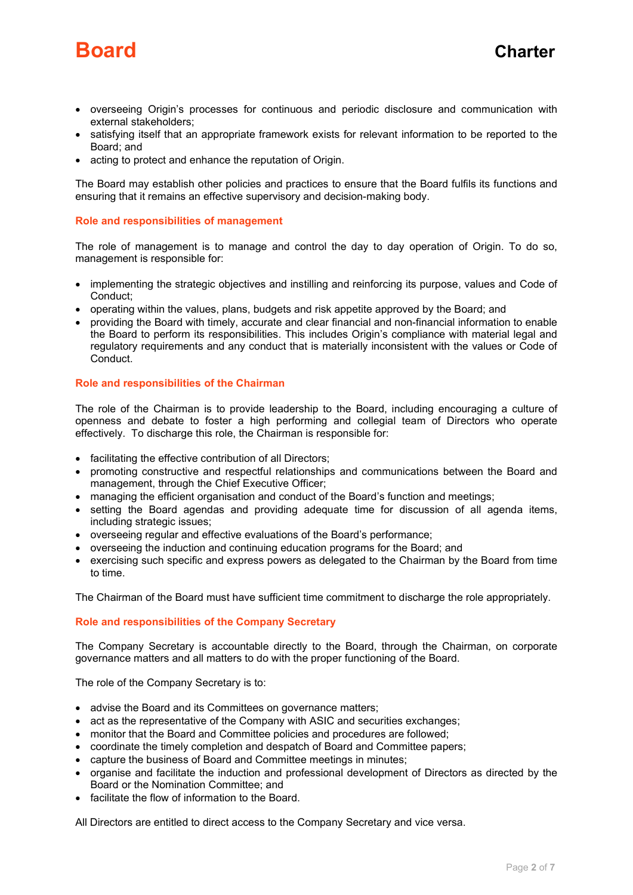- overseeing Origin's processes for continuous and periodic disclosure and communication with external stakeholders;
- satisfying itself that an appropriate framework exists for relevant information to be reported to the Board; and
- acting to protect and enhance the reputation of Origin.

The Board may establish other policies and practices to ensure that the Board fulfils its functions and ensuring that it remains an effective supervisory and decision-making body.

## Role and responsibilities of management

The role of management is to manage and control the day to day operation of Origin. To do so, management is responsible for:

- implementing the strategic objectives and instilling and reinforcing its purpose, values and Code of Conduct;
- operating within the values, plans, budgets and risk appetite approved by the Board; and
- providing the Board with timely, accurate and clear financial and non-financial information to enable the Board to perform its responsibilities. This includes Origin's compliance with material legal and regulatory requirements and any conduct that is materially inconsistent with the values or Code of Conduct.

## Role and responsibilities of the Chairman

The role of the Chairman is to provide leadership to the Board, including encouraging a culture of openness and debate to foster a high performing and collegial team of Directors who operate effectively. To discharge this role, the Chairman is responsible for:

- facilitating the effective contribution of all Directors;
- promoting constructive and respectful relationships and communications between the Board and management, through the Chief Executive Officer;
- managing the efficient organisation and conduct of the Board's function and meetings;
- setting the Board agendas and providing adequate time for discussion of all agenda items, including strategic issues;
- overseeing regular and effective evaluations of the Board's performance;
- overseeing the induction and continuing education programs for the Board; and
- exercising such specific and express powers as delegated to the Chairman by the Board from time to time.

The Chairman of the Board must have sufficient time commitment to discharge the role appropriately.

## Role and responsibilities of the Company Secretary

The Company Secretary is accountable directly to the Board, through the Chairman, on corporate governance matters and all matters to do with the proper functioning of the Board.

The role of the Company Secretary is to:

- advise the Board and its Committees on governance matters;
- act as the representative of the Company with ASIC and securities exchanges;
- monitor that the Board and Committee policies and procedures are followed;
- coordinate the timely completion and despatch of Board and Committee papers;
- capture the business of Board and Committee meetings in minutes;
- organise and facilitate the induction and professional development of Directors as directed by the Board or the Nomination Committee; and
- facilitate the flow of information to the Board.

All Directors are entitled to direct access to the Company Secretary and vice versa.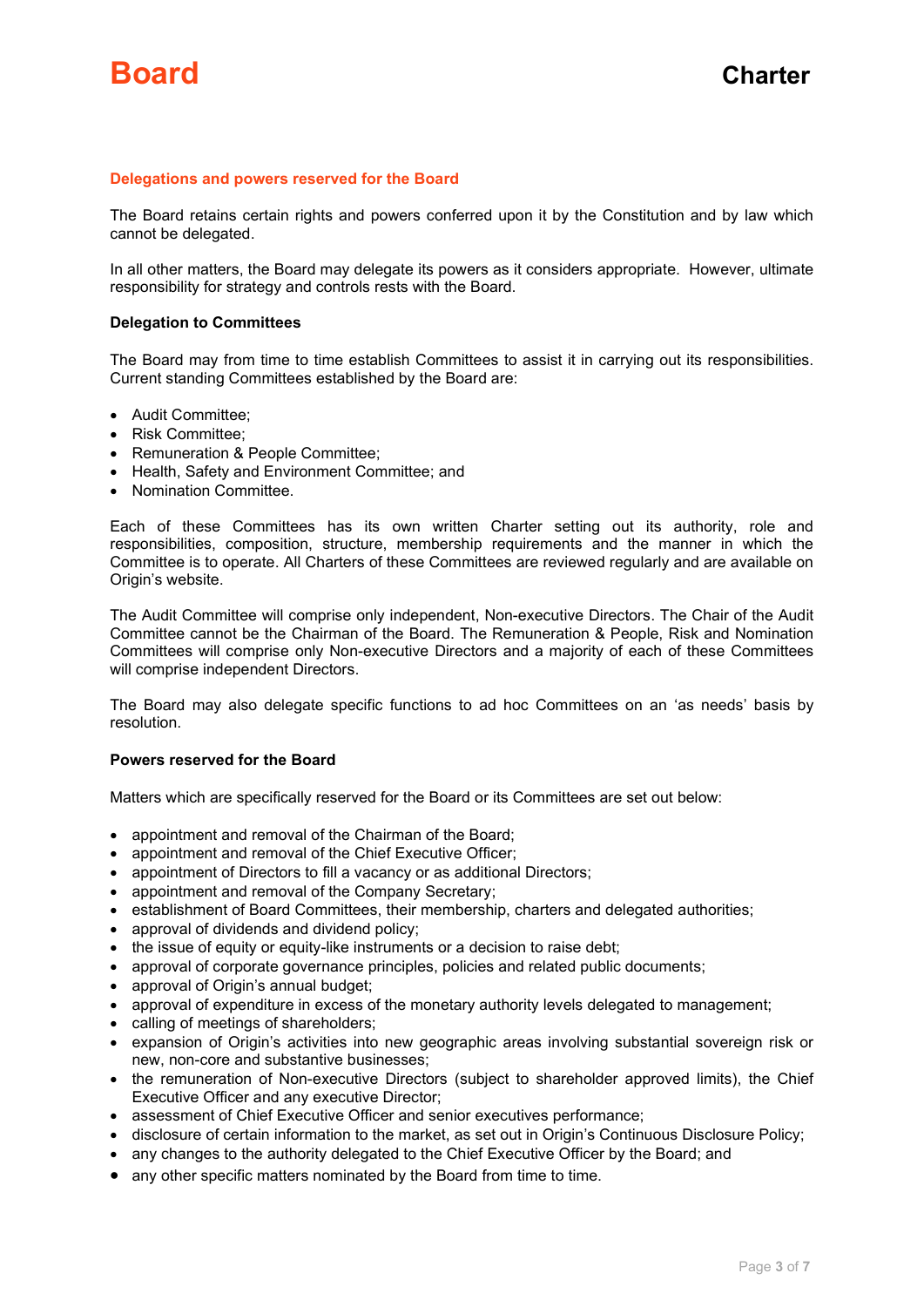## Delegations and powers reserved for the Board

The Board retains certain rights and powers conferred upon it by the Constitution and by law which cannot be delegated.

In all other matters, the Board may delegate its powers as it considers appropriate. However, ultimate responsibility for strategy and controls rests with the Board.

### Delegation to Committees

The Board may from time to time establish Committees to assist it in carrying out its responsibilities. Current standing Committees established by the Board are:

- Audit Committee;
- Risk Committee;
- Remuneration & People Committee;
- Health, Safety and Environment Committee; and
- Nomination Committee.

Each of these Committees has its own written Charter setting out its authority, role and responsibilities, composition, structure, membership requirements and the manner in which the Committee is to operate. All Charters of these Committees are reviewed regularly and are available on Origin's website.

The Audit Committee will comprise only independent, Non-executive Directors. The Chair of the Audit Committee cannot be the Chairman of the Board. The Remuneration & People, Risk and Nomination Committees will comprise only Non-executive Directors and a majority of each of these Committees will comprise independent Directors.

The Board may also delegate specific functions to ad hoc Committees on an 'as needs' basis by resolution.

### Powers reserved for the Board

Matters which are specifically reserved for the Board or its Committees are set out below:

- appointment and removal of the Chairman of the Board;
- appointment and removal of the Chief Executive Officer;
- appointment of Directors to fill a vacancy or as additional Directors;
- appointment and removal of the Company Secretary;
- establishment of Board Committees, their membership, charters and delegated authorities;
- approval of dividends and dividend policy;
- the issue of equity or equity-like instruments or a decision to raise debt;
- approval of corporate governance principles, policies and related public documents;
- approval of Origin's annual budget;
- approval of expenditure in excess of the monetary authority levels delegated to management;
- calling of meetings of shareholders;
- expansion of Origin's activities into new geographic areas involving substantial sovereign risk or new, non-core and substantive businesses;
- the remuneration of Non-executive Directors (subject to shareholder approved limits), the Chief Executive Officer and any executive Director;
- assessment of Chief Executive Officer and senior executives performance;
- disclosure of certain information to the market, as set out in Origin's Continuous Disclosure Policy;
- any changes to the authority delegated to the Chief Executive Officer by the Board; and
- any other specific matters nominated by the Board from time to time.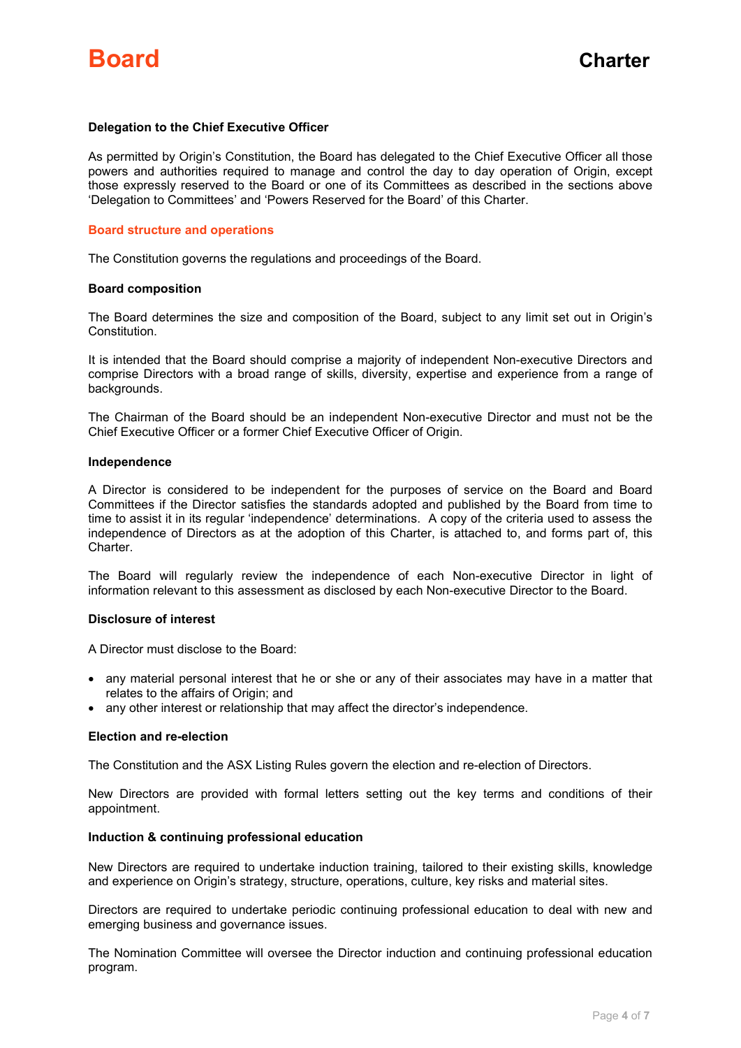### Delegation to the Chief Executive Officer

As permitted by Origin's Constitution, the Board has delegated to the Chief Executive Officer all those powers and authorities required to manage and control the day to day operation of Origin, except those expressly reserved to the Board or one of its Committees as described in the sections above 'Delegation to Committees' and 'Powers Reserved for the Board' of this Charter.

## Board structure and operations

The Constitution governs the regulations and proceedings of the Board.

### Board composition

The Board determines the size and composition of the Board, subject to any limit set out in Origin's Constitution.

It is intended that the Board should comprise a majority of independent Non-executive Directors and comprise Directors with a broad range of skills, diversity, expertise and experience from a range of backgrounds.

The Chairman of the Board should be an independent Non-executive Director and must not be the Chief Executive Officer or a former Chief Executive Officer of Origin.

### Independence

A Director is considered to be independent for the purposes of service on the Board and Board Committees if the Director satisfies the standards adopted and published by the Board from time to time to assist it in its regular 'independence' determinations. A copy of the criteria used to assess the independence of Directors as at the adoption of this Charter, is attached to, and forms part of, this Charter.

The Board will regularly review the independence of each Non-executive Director in light of information relevant to this assessment as disclosed by each Non-executive Director to the Board.

### Disclosure of interest

A Director must disclose to the Board:

- any material personal interest that he or she or any of their associates may have in a matter that relates to the affairs of Origin; and
- any other interest or relationship that may affect the director's independence.

### Election and re-election

The Constitution and the ASX Listing Rules govern the election and re-election of Directors.

New Directors are provided with formal letters setting out the key terms and conditions of their appointment.

### Induction & continuing professional education

New Directors are required to undertake induction training, tailored to their existing skills, knowledge and experience on Origin's strategy, structure, operations, culture, key risks and material sites.

Directors are required to undertake periodic continuing professional education to deal with new and emerging business and governance issues.

The Nomination Committee will oversee the Director induction and continuing professional education program.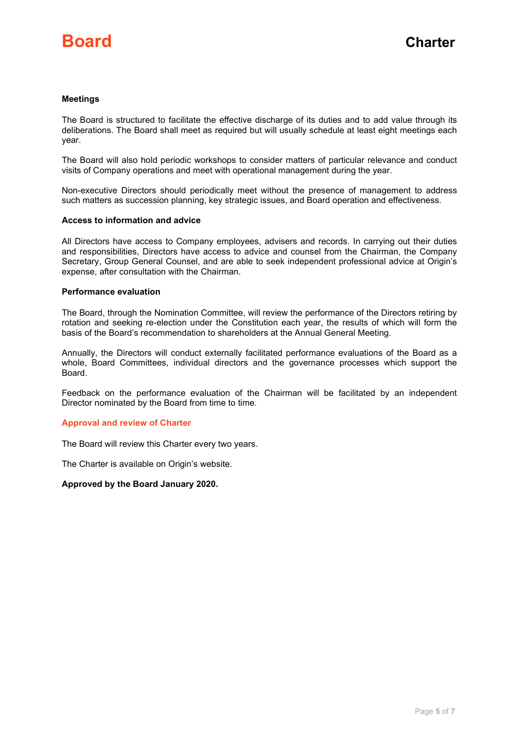**Meetings**

The Board is structured to facilitate the effective discharge of its duties and to add value through its deliberations. The Board shall meet as required but will usually schedule at least eight meetings each year.

The Board will also hold periodic workshops to consider matters of particular relevance and conduct visits of Company operations and meet with operational management during the year.

Non-executive Directors should periodically meet without the presence of management to address such matters as succession planning, key strategic issues, and Board operation and effectiveness.

**Access to information and advice**

All Directors have access to Company employees, advisers and records. In carrying out their duties and responsibilities, Directors have access to advice and counsel from the Chairman, the Company Secretary, Group General Counsel, and are able to seek independent professional advice at Origin's expense, after consultation with the Chairman.

**Performance evaluation**

The Board, through the Nomination Committee, will review the performance of the Directors retiring by rotation and seeking re-election under the Constitution each year, the results of which will form the basis of the Board's recommendation to shareholders at the Annual General Meeting.

Annually, the Directors will conduct externally facilitated performance evaluations of the Board as a whole, Board Committees, individual directors and the governance processes which support the Board.

Feedback on the performance evaluation of the Chairman will be facilitated by an independent Director nominated by the Board from time to time.

## Approval and review of Charter

The Board will review this Charter every two years.

The Charter is available on Origin's website.

**Approved by the Board January 2020.**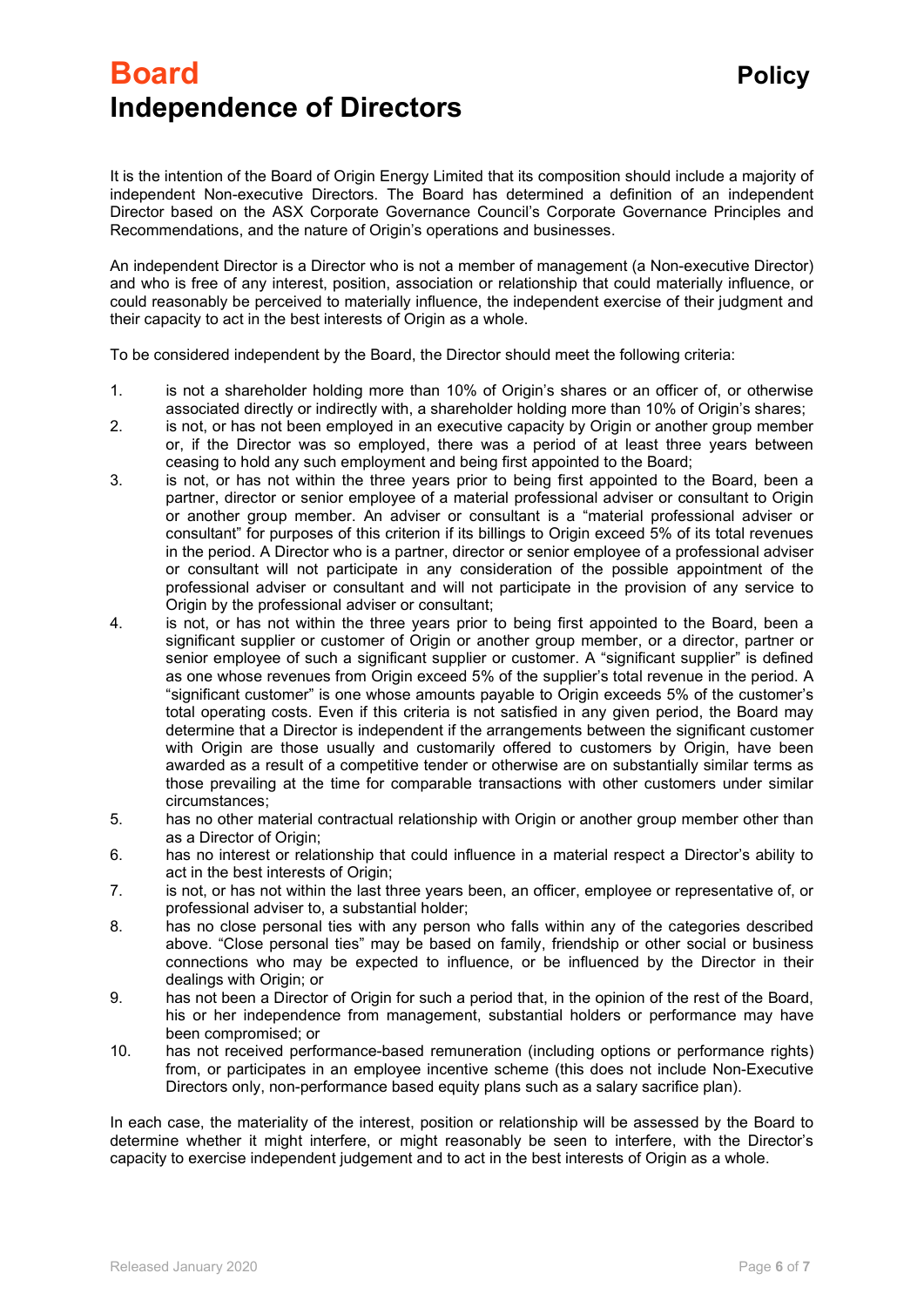# Board Independence of Directors

**Policy**

It is the intention of the Board of Origin Energy Limited that its composition should include a majority of independent Non-executive Directors. The Board has determined a definition of an independent Director based on the ASX Corporate Governance Council's Corporate Governance Principles and Recommendations, and the nature of Origin's operations and businesses.

An independent Director is a Director who is not a member of management (a Non-executive Director) and who is free of any interest, position, association or relationship that could materially influence, or could reasonably be perceived to materially influence, the independent exercise of their judgment and their capacity to act in the best interests of Origin as a whole.

To be considered independent by the Board, the Director should meet the following criteria:

1. is not a shareholder holding more than 10% of Origin's shares or an officer of, or otherwise associated directly or indirectly with, a shareholder holding more than 10% of Origin's shares;
2. is not, or has not been employed in an executive capacity by Origin or another group member or, if the Director was so employed, there was a period of at least three years between ceasing to hold any such employment and being first appointed to the Board;
3. is not, or has not within the three years prior to being first appointed to the Board, been a partner, director or senior employee of a material professional adviser or consultant to Origin or another group member. An adviser or consultant is a "material professional adviser or consultant" for purposes of this criterion if its billings to Origin exceed 5% of its total revenues in the period. A Director who is a partner, director or senior employee of a professional adviser or consultant will not participate in any consideration of the possible appointment of the professional adviser or consultant and will not participate in the provision of any service to Origin by the professional adviser or consultant;
4. is not, or has not within the three years prior to being first appointed to the Board, been a significant supplier or customer of Origin or another group member, or a director, partner or senior employee of such a significant supplier or customer. A "significant supplier" is defined as one whose revenues from Origin exceed 5% of the supplier's total revenue in the period. A "significant customer" is one whose amounts payable to Origin exceeds 5% of the customer's total operating costs. Even if this criteria is not satisfied in any given period, the Board may determine that a Director is independent if the arrangements between the significant customer with Origin are those usually and customarily offered to customers by Origin, have been awarded as a result of a competitive tender or otherwise are on substantially similar terms as those prevailing at the time for comparable transactions with other customers under similar circumstances;
5. has no other material contractual relationship with Origin or another group member other than as a Director of Origin;
6. has no interest or relationship that could influence in a material respect a Director's ability to act in the best interests of Origin;
7. is not, or has not within the last three years been, an officer, employee or representative of, or professional adviser to, a substantial holder;
8. has no close personal ties with any person who falls within any of the categories described above. "Close personal ties" may be based on family, friendship or other social or business connections who may be expected to influence, or be influenced by the Director in their dealings with Origin; or
9. has not been a Director of Origin for such a period that, in the opinion of the rest of the Board, his or her independence from management, substantial holders or performance may have been compromised; or
10. has not received performance-based remuneration (including options or performance rights) from, or participates in an employee incentive scheme (this does not include Non-Executive Directors only, non-performance based equity plans such as a salary sacrifice plan).

In each case, the materiality of the interest, position or relationship will be assessed by the Board to determine whether it might interfere, or might reasonably be seen to interfere, with the Director's capacity to exercise independent judgement and to act in the best interests of Origin as a whole.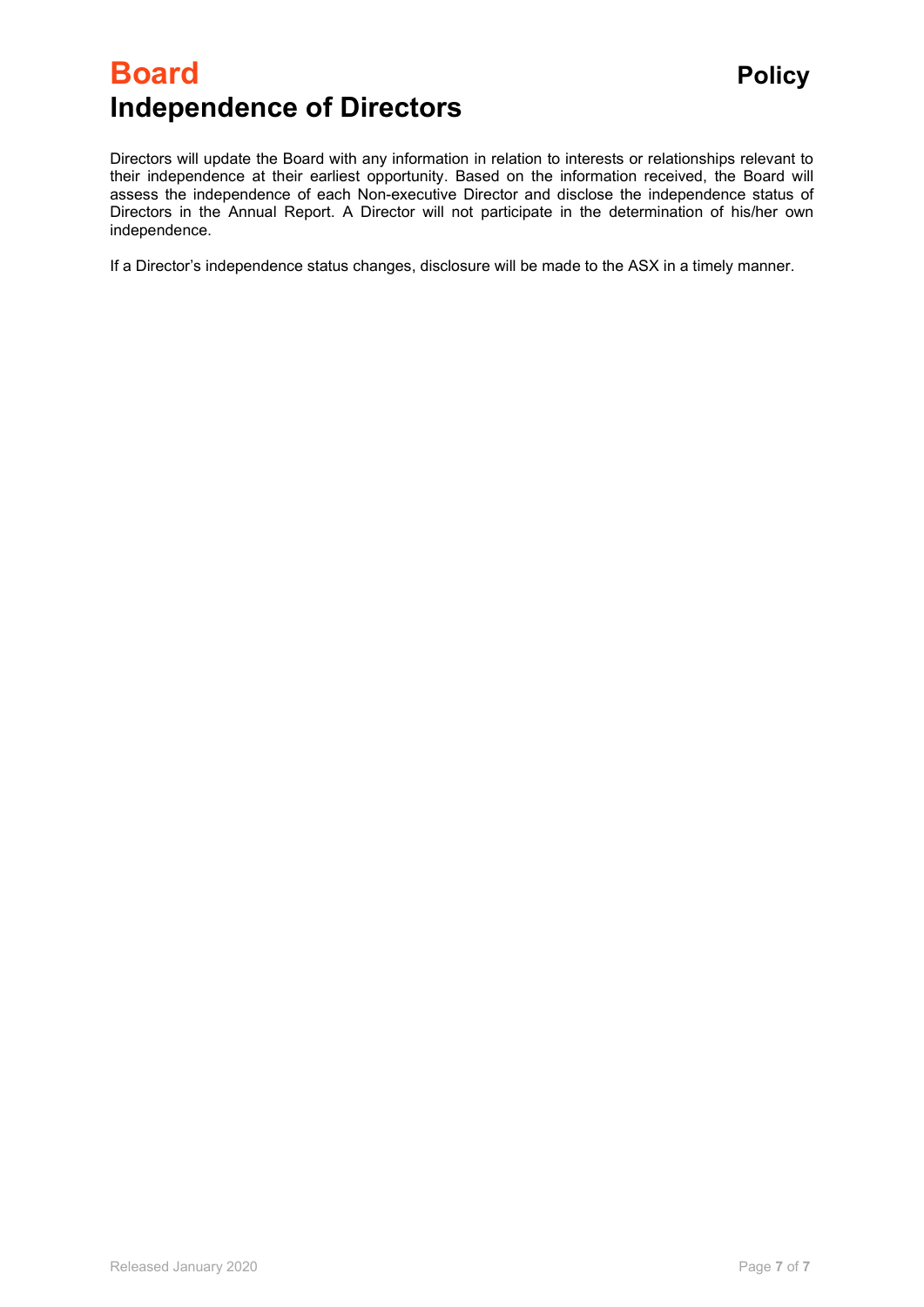# Board Independence of Directors

Directors will update the Board with any information in relation to interests or relationships relevant to their independence at their earliest opportunity. Based on the information received, the Board will assess the independence of each Non-executive Director and disclose the independence status of Directors in the Annual Report. A Director will not participate in the determination of his/her own independence.

If a Director's independence status changes, disclosure will be made to the ASX in a timely manner.